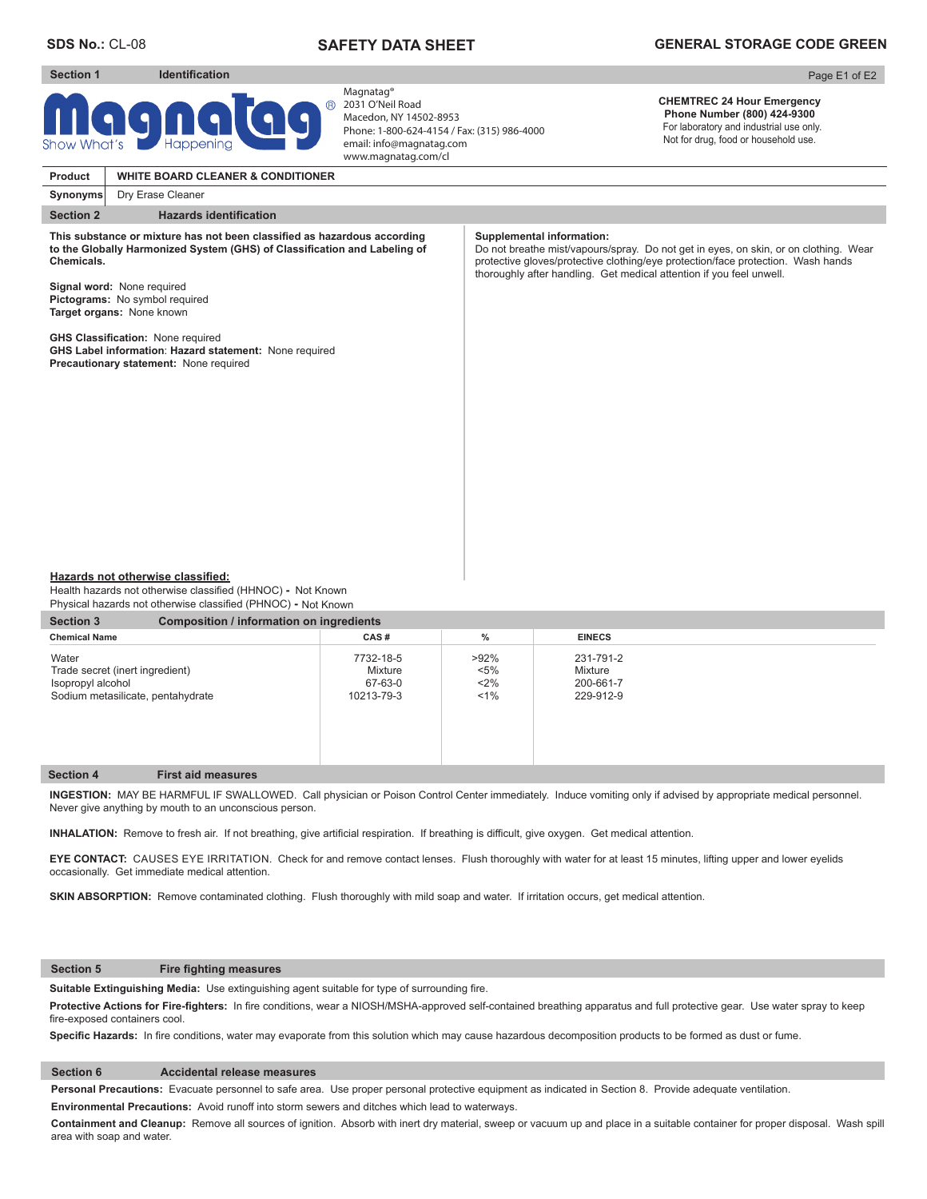**SDS No.:** CL-08

# SAFETY DATA SHEET

**GENERAL STORAGE CODE GREEN**

## Section 1 Identification

Magnatag® Show What's Happening

Magnatag®
2031 O'Neil Road
Macedon, NY 14502-8953
Phone: 1-800-624-4154 / Fax: (315) 986-4000
email: info@magnatag.com
www.magnatag.com/cl

**CHEMTREC 24 Hour Emergency Phone Number (800) 424-9300**
For laboratory and industrial use only.
Not for drug, food or household use.

| **Product** | **WHITE BOARD CLEANER & CONDITIONER** |
|---|---|
| **Synonyms** | Dry Erase Cleaner |

## Section 2 Hazards identification

**This substance or mixture has not been classified as hazardous according to the Globally Harmonized System (GHS) of Classification and Labeling of Chemicals.**

**Signal word:** None required
**Pictograms:** No symbol required
**Target organs:** None known

**GHS Classification:** None required
**GHS Label information**: **Hazard statement:** None required
**Precautionary statement:** None required

**Supplemental information:**
Do not breathe mist/vapours/spray. Do not get in eyes, on skin, or on clothing. Wear protective gloves/protective clothing/eye protection/face protection. Wash hands thoroughly after handling. Get medical attention if you feel unwell.

**Hazards not otherwise classified:**
Health hazards not otherwise classified (HHNOC) **-** Not Known
Physical hazards not otherwise classified (PHNOC) **-** Not Known

## Section 3 Composition / information on ingredients

| Chemical Name | CAS # | % | EINECS |
|---|---|---|---|
| Water | 7732-18-5 | >92% | 231-791-2 |
| Trade secret (inert ingredient) | Mixture | <5% | Mixture |
| Isopropyl alcohol | 67-63-0 | <2% | 200-661-7 |
| Sodium metasilicate, pentahydrate | 10213-79-3 | <1% | 229-912-9 |

## Section 4 First aid measures

**INGESTION:** MAY BE HARMFUL IF SWALLOWED. Call physician or Poison Control Center immediately. Induce vomiting only if advised by appropriate medical personnel. Never give anything by mouth to an unconscious person.

**INHALATION:** Remove to fresh air. If not breathing, give artificial respiration. If breathing is difficult, give oxygen. Get medical attention.

**EYE CONTACT:** CAUSES EYE IRRITATION. Check for and remove contact lenses. Flush thoroughly with water for at least 15 minutes, lifting upper and lower eyelids occasionally. Get immediate medical attention.

**SKIN ABSORPTION:** Remove contaminated clothing. Flush thoroughly with mild soap and water. If irritation occurs, get medical attention.

## Section 5 Fire fighting measures

**Suitable Extinguishing Media:** Use extinguishing agent suitable for type of surrounding fire.

**Protective Actions for Fire-fighters:** In fire conditions, wear a NIOSH/MSHA-approved self-contained breathing apparatus and full protective gear. Use water spray to keep fire-exposed containers cool.

**Specific Hazards:** In fire conditions, water may evaporate from this solution which may cause hazardous decomposition products to be formed as dust or fume.

## Section 6 Accidental release measures

**Personal Precautions:** Evacuate personnel to safe area. Use proper personal protective equipment as indicated in Section 8. Provide adequate ventilation.

**Environmental Precautions:** Avoid runoff into storm sewers and ditches which lead to waterways.

**Containment and Cleanup:** Remove all sources of ignition. Absorb with inert dry material, sweep or vacuum up and place in a suitable container for proper disposal. Wash spill area with soap and water.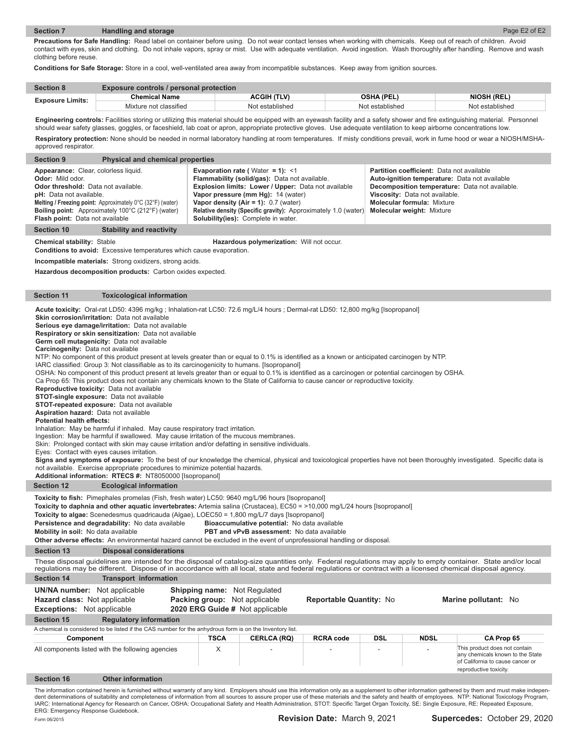## Section 7 Handling and storage

**Precautions for Safe Handling:** Read label on container before using. Do not wear contact lenses when working with chemicals. Keep out of reach of children. Avoid contact with eyes, skin and clothing. Do not inhale vapors, spray or mist. Use with adequate ventilation. Avoid ingestion. Wash thoroughly after handling. Remove and wash clothing before reuse.

**Conditions for Safe Storage:** Store in a cool, well-ventilated area away from incompatible substances. Keep away from ignition sources.

## Section 8 Exposure controls / personal protection

| Exposure Limits: | Chemical Name | ACGIH (TLV) | OSHA (PEL) | NIOSH (REL) |
|---|---|---|---|---|
| | Mixture not classified | Not established | Not established | Not established |

**Engineering controls:** Facilities storing or utilizing this material should be equipped with an eyewash facility and a safety shower and fire extinguishing material. Personnel should wear safety glasses, goggles, or faceshield, lab coat or apron, appropriate protective gloves. Use adequate ventilation to keep airborne concentrations low.

**Respiratory protection:** None should be needed in normal laboratory handling at room temperatures. If misty conditions prevail, work in fume hood or wear a NIOSH/MSHA-approved respirator.

## Section 9 Physical and chemical properties

**Appearance:** Clear, colorless liquid.
**Odor:** Mild odor.
**Odor threshold:** Data not available.
**pH:** Data not available.
**Melting / Freezing point:** Approximately 0°C (32°F) (water)
**Boiling point:** Approximately 100°C (212°F) (water)
**Flash point:** Data not available

**Evaporation rate (** Water **= 1):** <1
**Flammability (solid/gas):** Data not available.
**Explosion limits: Lower / Upper:** Data not available
**Vapor pressure (mm Hg):** 14 (water)
**Vapor density (Air = 1):** 0.7 (water)
**Relative density (Specific gravity):** Approximately 1.0 (water)
**Solubility(ies):** Complete in water.

**Partition coefficient:** Data not available
**Auto-ignition temperature:** Data not available
**Decomposition temperature:** Data not available.
**Viscosity:** Data not available.
**Molecular formula:** Mixture
**Molecular weight:** Mixture

## Section 10 Stability and reactivity

**Chemical stability:** Stable

**Hazardous polymerization:** Will not occur.

**Conditions to avoid:** Excessive temperatures which cause evaporation.

**Incompatible materials:** Strong oxidizers, strong acids.

**Hazardous decomposition products:** Carbon oxides expected.

## Section 11 Toxicological information

**Acute toxicity:** Oral-rat LD50: 4396 mg/kg ; Inhalation-rat LC50: 72.6 mg/L/4 hours ; Dermal-rat LD50: 12,800 mg/kg [Isopropanol]
**Skin corrosion/irritation:** Data not available
**Serious eye damage/irritation:** Data not available
**Respiratory or skin sensitization:** Data not available
**Germ cell mutagenicity:** Data not available
**Carcinogenity:** Data not available
NTP: No component of this product present at levels greater than or equal to 0.1% is identified as a known or anticipated carcinogen by NTP.
IARC classified: Group 3: Not classifiable as to its carcinogenicity to humans. [Isopropanol]
OSHA: No component of this product present at levels greater than or equal to 0.1% is identified as a carcinogen or potential carcinogen by OSHA.
Ca Prop 65: This product does not contain any chemicals known to the State of California to cause cancer or reproductive toxicity.
**Reproductive toxicity:** Data not available
**STOT-single exposure:** Data not available
**STOT-repeated exposure:** Data not available
**Aspiration hazard:** Data not available
**Potential health effects:**
Inhalation: May be harmful if inhaled. May cause respiratory tract irritation.
Ingestion: May be harmful if swallowed. May cause irritation of the mucous membranes.
Skin: Prolonged contact with skin may cause irritation and/or defatting in sensitive individuals.
Eyes: Contact with eyes causes irritation.
**Signs and symptoms of exposure:** To the best of our knowledge the chemical, physical and toxicological properties have not been thoroughly investigated. Specific data is not available. Exercise appropriate procedures to minimize potential hazards.
**Additional information: RTECS #:** NT8050000 [Isopropanol]

## Section 12 Ecological information

**Toxicity to fish:** Pimephales promelas (Fish, fresh water) LC50: 9640 mg/L/96 hours [Isopropanol]
**Toxicity to daphnia and other aquatic invertebrates:** Artemia salina (Crustacea), EC50 = >10,000 mg/L/24 hours [Isopropanol]
**Toxicity to algae:** Scenedesmus quadricauda (Algae), LOEC50 = 1,800 mg/L/7 days [Isopropanol]
**Persistence and degradability:** No data available
**Bioaccumulative potential:** No data available
**Mobility in soil:** No data available
**PBT and vPvB assessment:** No data available
**Other adverse effects:** An environmental hazard cannot be excluded in the event of unprofessional handling or disposal.

## Section 13 Disposal considerations

These disposal guidelines are intended for the disposal of catalog-size quantities only. Federal regulations may apply to empty container. State and/or local regulations may be different. Dispose of in accordance with all local, state and federal regulations or contract with a licensed chemical disposal agency.

## Section 14 Transport information

**UN/NA number:** Not applicable
**Hazard class:** Not applicable
**Exceptions:** Not applicable
**Shipping name:** Not Regulated
**Packing group:** Not applicable
**2020 ERG Guide #** Not applicable
**Reportable Quantity:** No
**Marine pollutant:** No

## Section 15 Regulatory information

A chemical is considered to be listed if the CAS number for the anhydrous form is on the Inventory list.

| Component | TSCA | CERLCA (RQ) | RCRA code | DSL | NDSL | CA Prop 65 |
|---|---|---|---|---|---|---|
| All components listed with the following agencies | X | - | - | - | - | This product does not contain any chemicals known to the State of California to cause cancer or reproductive toxicity. |

## Section 16 Other information

The information contained herein is furnished without warranty of any kind. Employers should use this information only as a supplement to other information gathered by them and must make independent determinations of suitability and completeness of information from all sources to assure proper use of these materials and the safety and health of employees. NTP: National Toxicology Program, IARC: International Agency for Research on Cancer, OSHA: Occupational Safety and Health Administration, STOT: Specific Target Organ Toxicity, SE: Single Exposure, RE: Repeated Exposure, ERG: Emergency Response Guidebook.

Form 06/2015

**Revision Date:** March 9, 2021 **Supercedes:** October 29, 2020